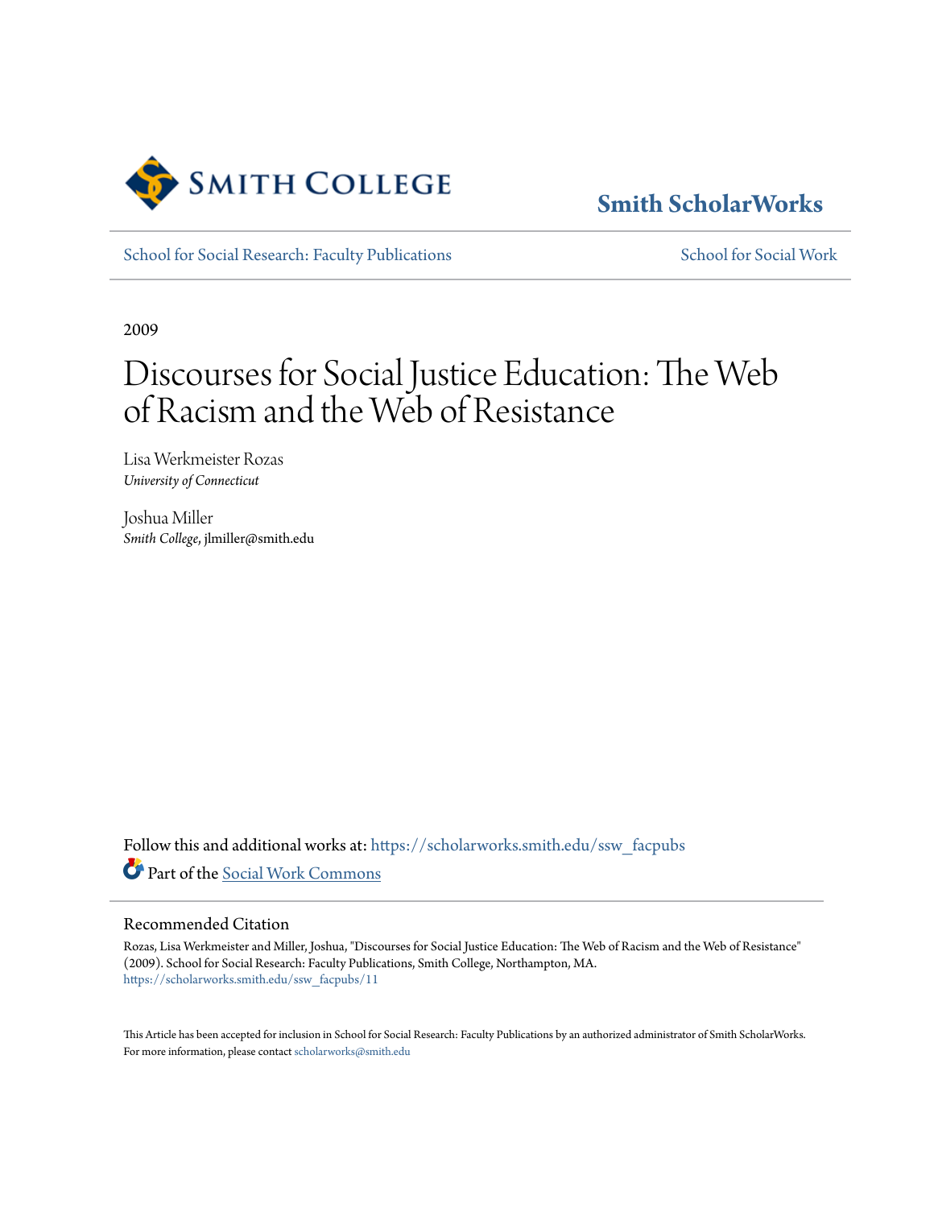Smith College

Smith ScholarWorks

School for Social Research: Faculty Publications

School for Social Work

2009

# Discourses for Social Justice Education: The Web of Racism and the Web of Resistance

Lisa Werkmeister Rozas
*University of Connecticut*

Joshua Miller
*Smith College*, jlmiller@smith.edu

Follow this and additional works at: https://scholarworks.smith.edu/ssw_facpubs

Part of the Social Work Commons

## Recommended Citation

Rozas, Lisa Werkmeister and Miller, Joshua, "Discourses for Social Justice Education: The Web of Racism and the Web of Resistance" (2009). School for Social Research: Faculty Publications, Smith College, Northampton, MA.
https://scholarworks.smith.edu/ssw_facpubs/11

This Article has been accepted for inclusion in School for Social Research: Faculty Publications by an authorized administrator of Smith ScholarWorks. For more information, please contact scholarworks@smith.edu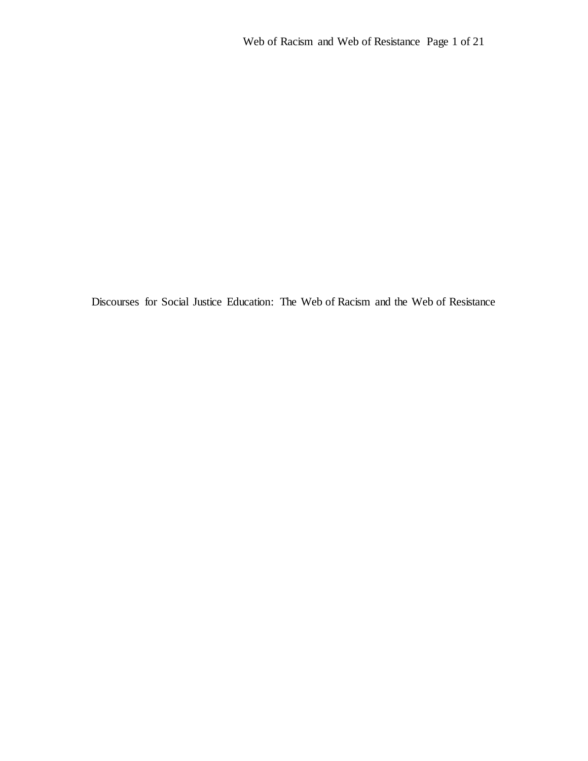# Discourses for Social Justice Education: The Web of Racism and the Web of Resistance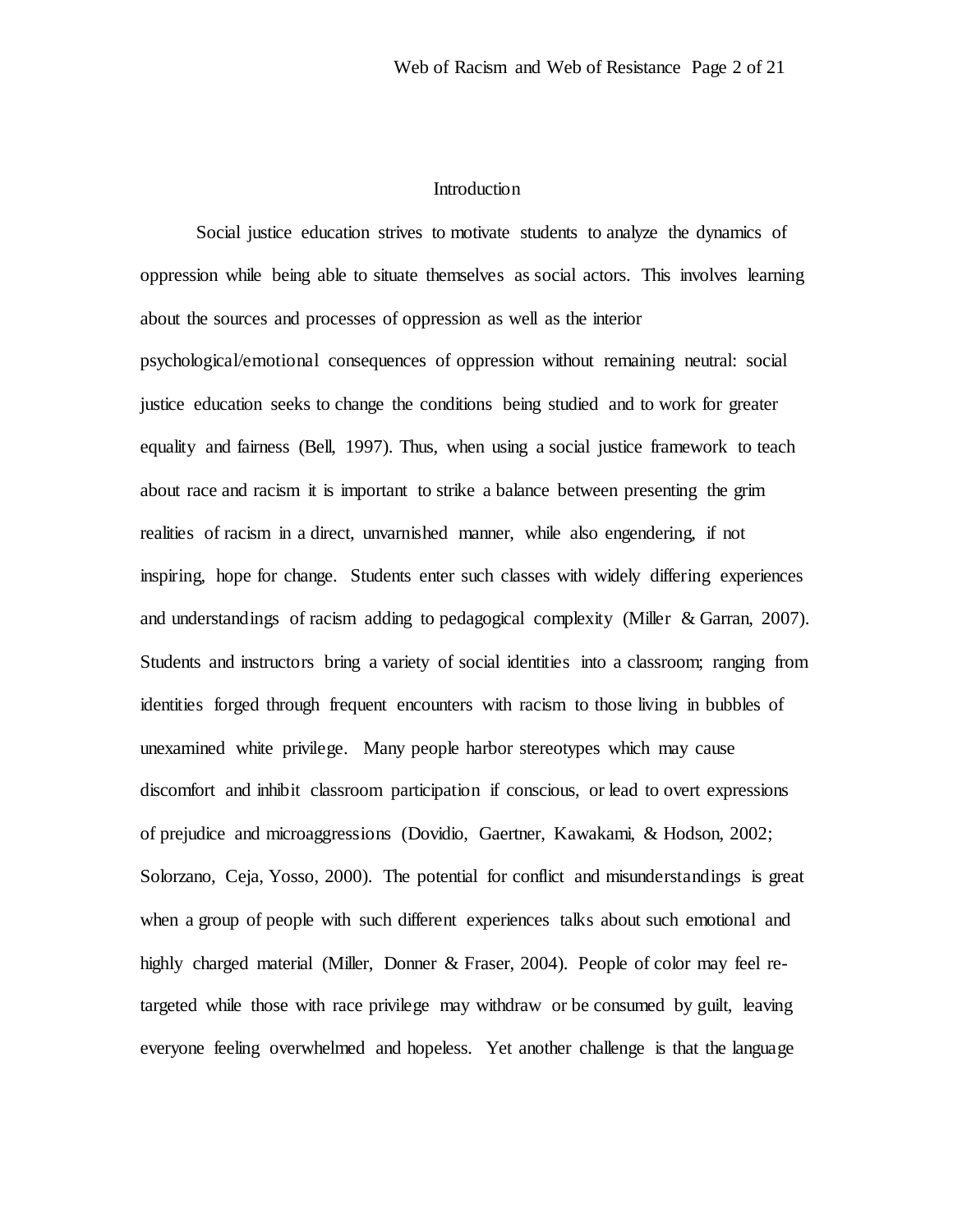## Introduction

Social justice education strives to motivate students to analyze the dynamics of oppression while being able to situate themselves as social actors. This involves learning about the sources and processes of oppression as well as the interior psychological/emotional consequences of oppression without remaining neutral: social justice education seeks to change the conditions being studied and to work for greater equality and fairness (Bell, 1997). Thus, when using a social justice framework to teach about race and racism it is important to strike a balance between presenting the grim realities of racism in a direct, unvarnished manner, while also engendering, if not inspiring, hope for change. Students enter such classes with widely differing experiences and understandings of racism adding to pedagogical complexity (Miller & Garran, 2007). Students and instructors bring a variety of social identities into a classroom; ranging from identities forged through frequent encounters with racism to those living in bubbles of unexamined white privilege. Many people harbor stereotypes which may cause discomfort and inhibit classroom participation if conscious, or lead to overt expressions of prejudice and microaggressions (Dovidio, Gaertner, Kawakami, & Hodson, 2002; Solorzano, Ceja, Yosso, 2000). The potential for conflict and misunderstandings is great when a group of people with such different experiences talks about such emotional and highly charged material (Miller, Donner & Fraser, 2004). People of color may feel re-targeted while those with race privilege may withdraw or be consumed by guilt, leaving everyone feeling overwhelmed and hopeless. Yet another challenge is that the language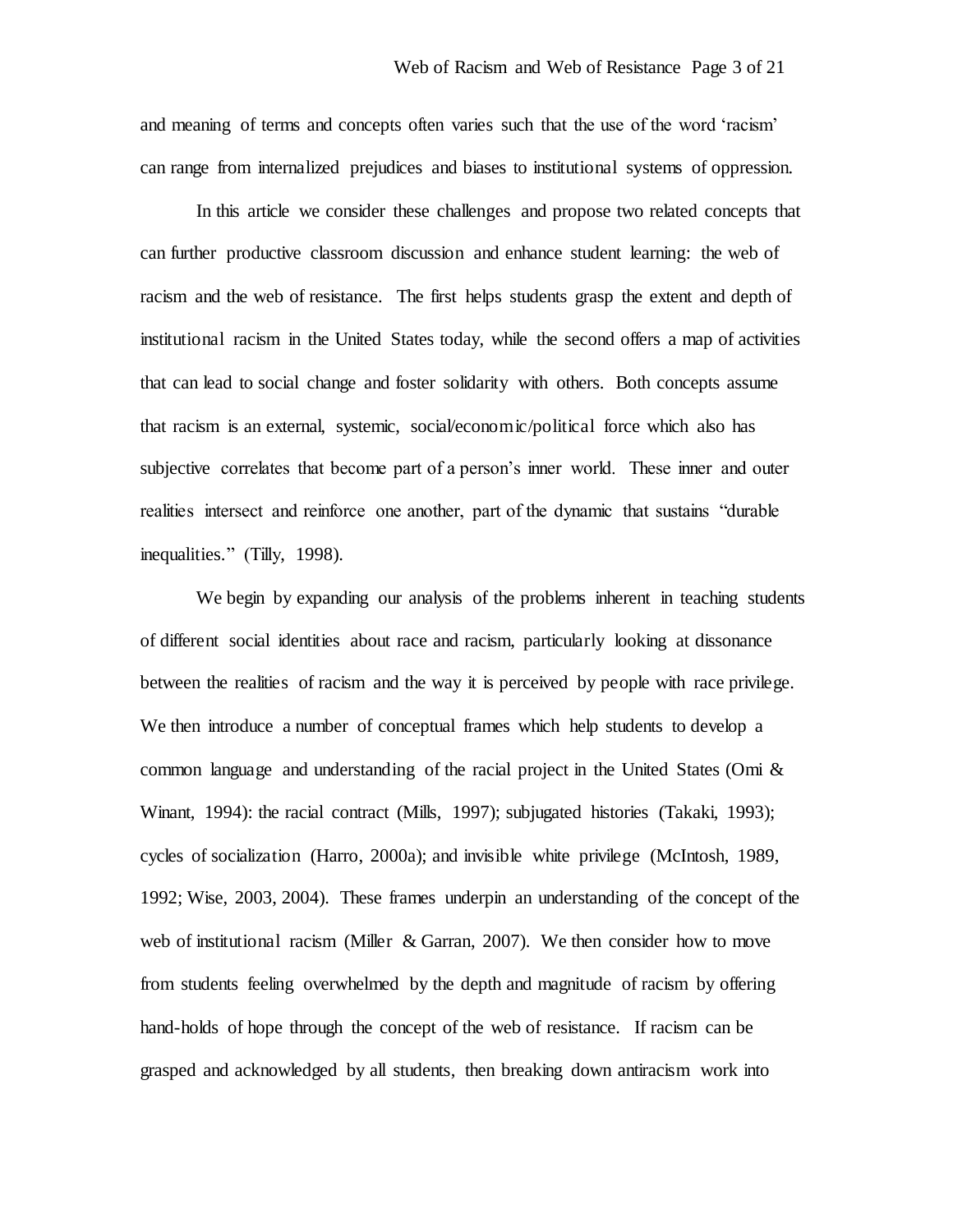and meaning of terms and concepts often varies such that the use of the word 'racism' can range from internalized prejudices and biases to institutional systems of oppression.

In this article we consider these challenges and propose two related concepts that can further productive classroom discussion and enhance student learning: the web of racism and the web of resistance. The first helps students grasp the extent and depth of institutional racism in the United States today, while the second offers a map of activities that can lead to social change and foster solidarity with others. Both concepts assume that racism is an external, systemic, social/economic/political force which also has subjective correlates that become part of a person's inner world. These inner and outer realities intersect and reinforce one another, part of the dynamic that sustains "durable inequalities." (Tilly, 1998).

We begin by expanding our analysis of the problems inherent in teaching students of different social identities about race and racism, particularly looking at dissonance between the realities of racism and the way it is perceived by people with race privilege. We then introduce a number of conceptual frames which help students to develop a common language and understanding of the racial project in the United States (Omi & Winant, 1994): the racial contract (Mills, 1997); subjugated histories (Takaki, 1993); cycles of socialization (Harro, 2000a); and invisible white privilege (McIntosh, 1989, 1992; Wise, 2003, 2004). These frames underpin an understanding of the concept of the web of institutional racism (Miller & Garran, 2007). We then consider how to move from students feeling overwhelmed by the depth and magnitude of racism by offering hand-holds of hope through the concept of the web of resistance. If racism can be grasped and acknowledged by all students, then breaking down antiracism work into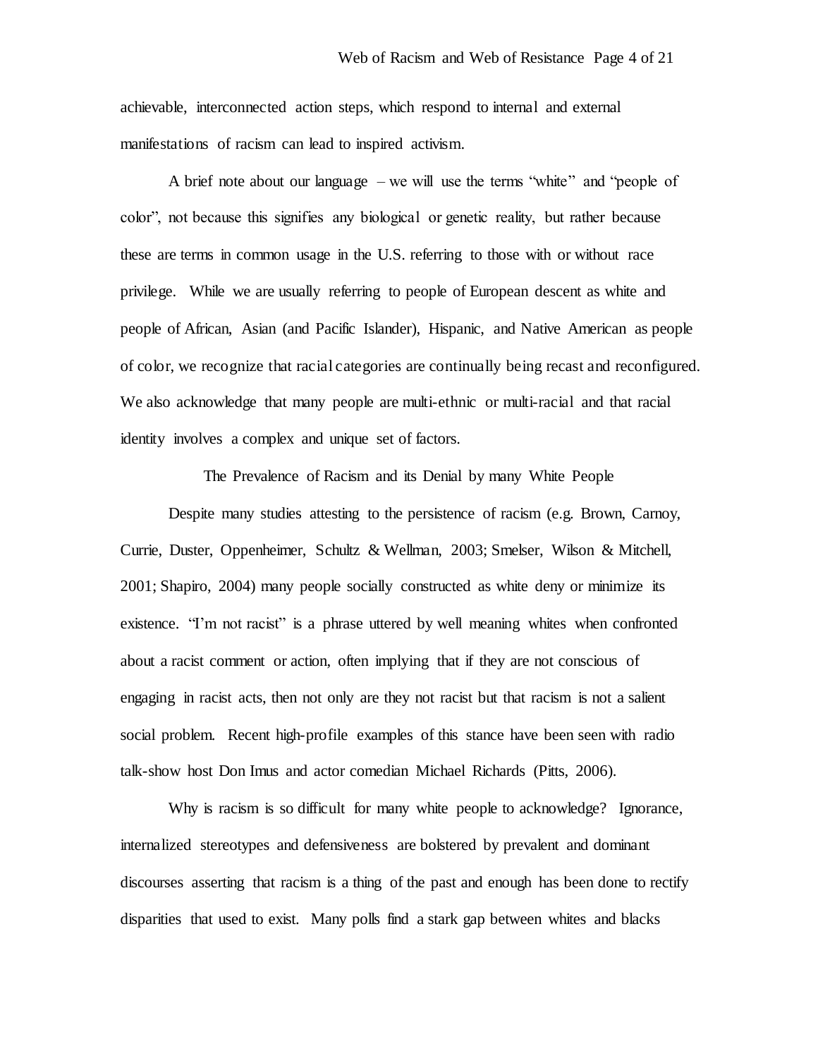achievable, interconnected action steps, which respond to internal and external manifestations of racism can lead to inspired activism.

A brief note about our language – we will use the terms "white" and "people of color", not because this signifies any biological or genetic reality, but rather because these are terms in common usage in the U.S. referring to those with or without race privilege. While we are usually referring to people of European descent as white and people of African, Asian (and Pacific Islander), Hispanic, and Native American as people of color, we recognize that racial categories are continually being recast and reconfigured. We also acknowledge that many people are multi-ethnic or multi-racial and that racial identity involves a complex and unique set of factors.

## The Prevalence of Racism and its Denial by many White People

Despite many studies attesting to the persistence of racism (e.g. Brown, Carnoy, Currie, Duster, Oppenheimer, Schultz & Wellman, 2003; Smelser, Wilson & Mitchell, 2001; Shapiro, 2004) many people socially constructed as white deny or minimize its existence. "I'm not racist" is a phrase uttered by well meaning whites when confronted about a racist comment or action, often implying that if they are not conscious of engaging in racist acts, then not only are they not racist but that racism is not a salient social problem. Recent high-profile examples of this stance have been seen with radio talk-show host Don Imus and actor comedian Michael Richards (Pitts, 2006).

Why is racism is so difficult for many white people to acknowledge? Ignorance, internalized stereotypes and defensiveness are bolstered by prevalent and dominant discourses asserting that racism is a thing of the past and enough has been done to rectify disparities that used to exist. Many polls find a stark gap between whites and blacks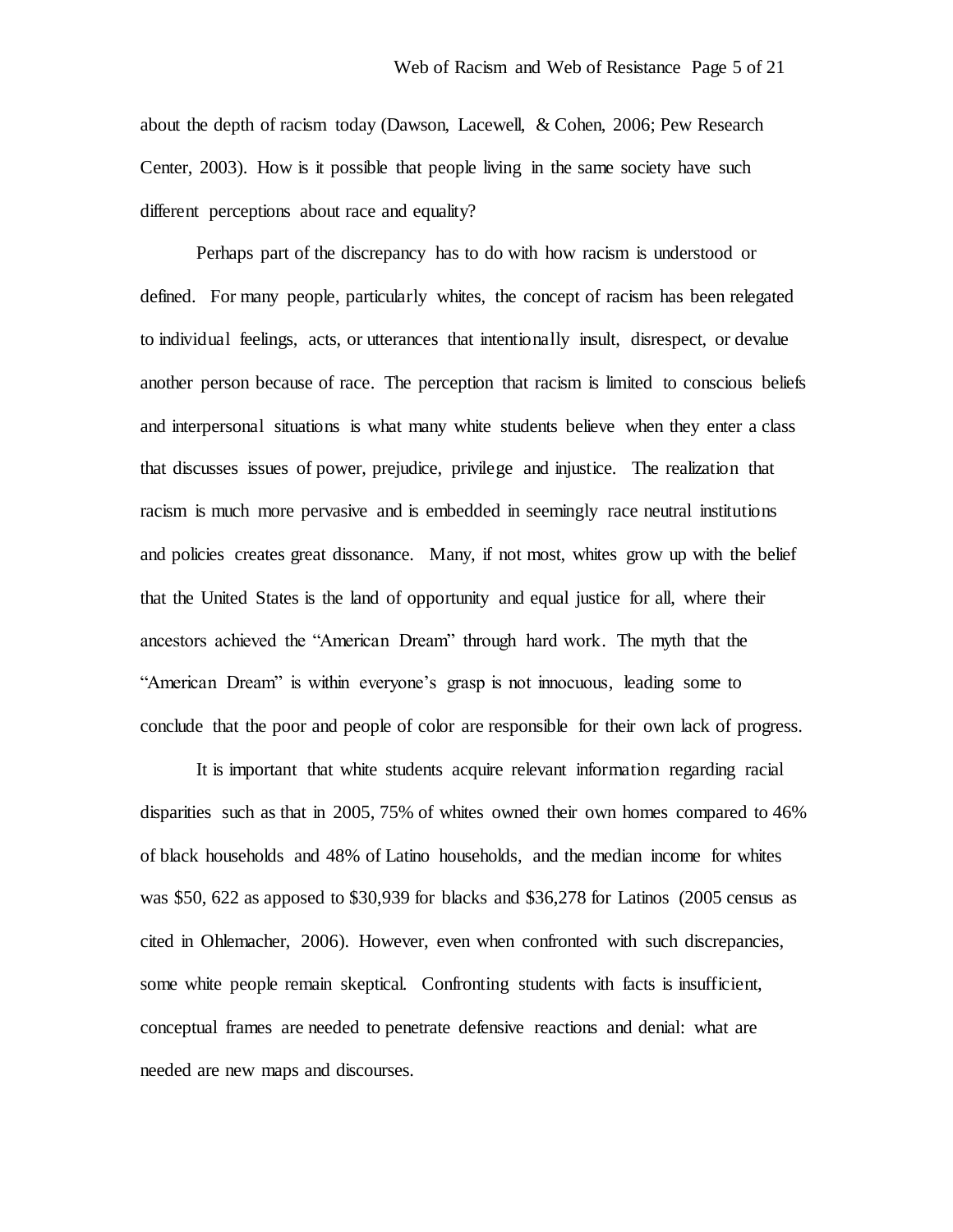about the depth of racism today (Dawson, Lacewell, & Cohen, 2006; Pew Research Center, 2003). How is it possible that people living in the same society have such different perceptions about race and equality?

Perhaps part of the discrepancy has to do with how racism is understood or defined. For many people, particularly whites, the concept of racism has been relegated to individual feelings, acts, or utterances that intentionally insult, disrespect, or devalue another person because of race. The perception that racism is limited to conscious beliefs and interpersonal situations is what many white students believe when they enter a class that discusses issues of power, prejudice, privilege and injustice. The realization that racism is much more pervasive and is embedded in seemingly race neutral institutions and policies creates great dissonance. Many, if not most, whites grow up with the belief that the United States is the land of opportunity and equal justice for all, where their ancestors achieved the "American Dream" through hard work. The myth that the "American Dream" is within everyone's grasp is not innocuous, leading some to conclude that the poor and people of color are responsible for their own lack of progress.

It is important that white students acquire relevant information regarding racial disparities such as that in 2005, 75% of whites owned their own homes compared to 46% of black households and 48% of Latino households, and the median income for whites was $50, 622 as apposed to $30,939 for blacks and $36,278 for Latinos (2005 census as cited in Ohlemacher, 2006). However, even when confronted with such discrepancies, some white people remain skeptical. Confronting students with facts is insufficient, conceptual frames are needed to penetrate defensive reactions and denial: what are needed are new maps and discourses.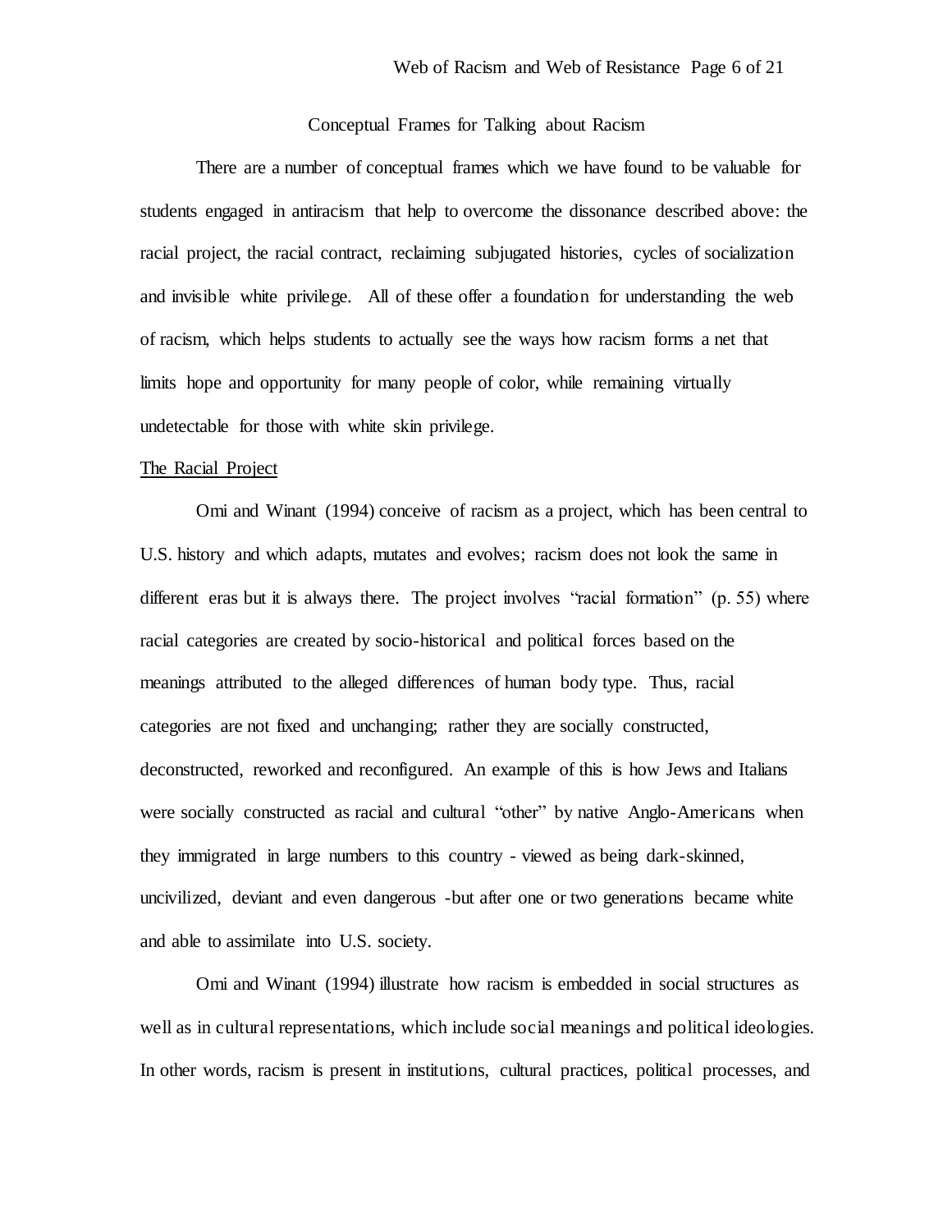## Conceptual Frames for Talking about Racism

There are a number of conceptual frames which we have found to be valuable for students engaged in antiracism that help to overcome the dissonance described above: the racial project, the racial contract, reclaiming subjugated histories, cycles of socialization and invisible white privilege. All of these offer a foundation for understanding the web of racism, which helps students to actually see the ways how racism forms a net that limits hope and opportunity for many people of color, while remaining virtually undetectable for those with white skin privilege.

### The Racial Project

Omi and Winant (1994) conceive of racism as a project, which has been central to U.S. history and which adapts, mutates and evolves; racism does not look the same in different eras but it is always there. The project involves "racial formation" (p. 55) where racial categories are created by socio-historical and political forces based on the meanings attributed to the alleged differences of human body type. Thus, racial categories are not fixed and unchanging; rather they are socially constructed, deconstructed, reworked and reconfigured. An example of this is how Jews and Italians were socially constructed as racial and cultural "other" by native Anglo-Americans when they immigrated in large numbers to this country - viewed as being dark-skinned, uncivilized, deviant and even dangerous -but after one or two generations became white and able to assimilate into U.S. society.

Omi and Winant (1994) illustrate how racism is embedded in social structures as well as in cultural representations, which include social meanings and political ideologies. In other words, racism is present in institutions, cultural practices, political processes, and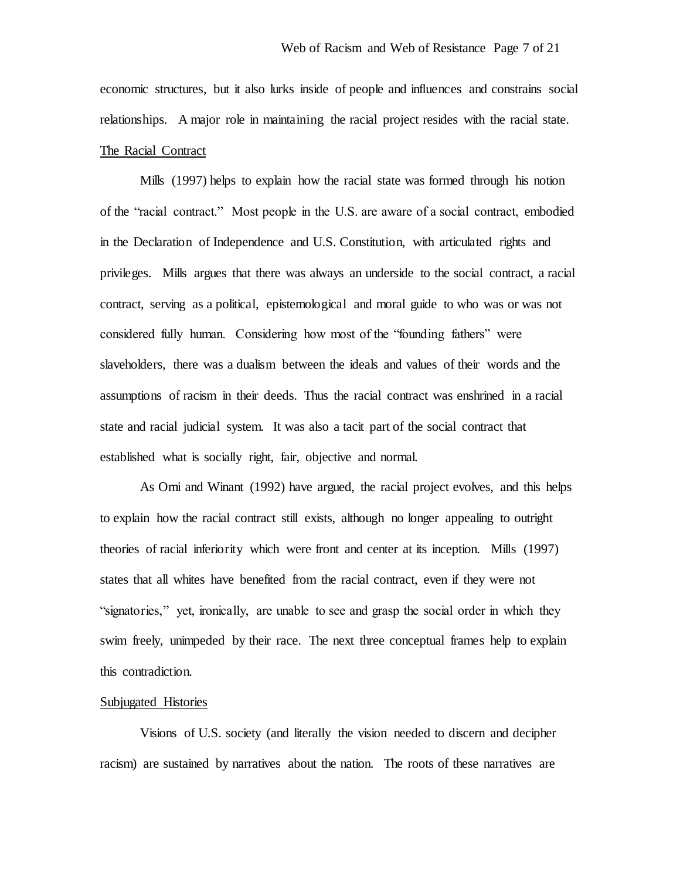economic structures, but it also lurks inside of people and influences and constrains social relationships. A major role in maintaining the racial project resides with the racial state.

### The Racial Contract

Mills (1997) helps to explain how the racial state was formed through his notion of the "racial contract." Most people in the U.S. are aware of a social contract, embodied in the Declaration of Independence and U.S. Constitution, with articulated rights and privileges. Mills argues that there was always an underside to the social contract, a racial contract, serving as a political, epistemological and moral guide to who was or was not considered fully human. Considering how most of the "founding fathers" were slaveholders, there was a dualism between the ideals and values of their words and the assumptions of racism in their deeds. Thus the racial contract was enshrined in a racial state and racial judicial system. It was also a tacit part of the social contract that established what is socially right, fair, objective and normal.

As Omi and Winant (1992) have argued, the racial project evolves, and this helps to explain how the racial contract still exists, although no longer appealing to outright theories of racial inferiority which were front and center at its inception. Mills (1997) states that all whites have benefited from the racial contract, even if they were not "signatories," yet, ironically, are unable to see and grasp the social order in which they swim freely, unimpeded by their race. The next three conceptual frames help to explain this contradiction.

### Subjugated Histories

Visions of U.S. society (and literally the vision needed to discern and decipher racism) are sustained by narratives about the nation. The roots of these narratives are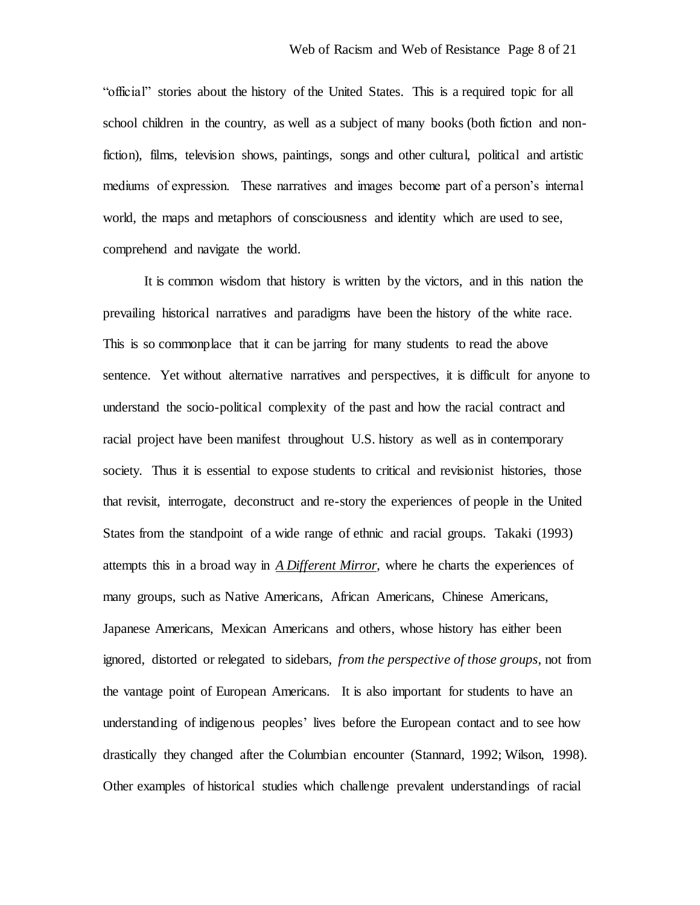"official" stories about the history of the United States. This is a required topic for all school children in the country, as well as a subject of many books (both fiction and non-fiction), films, television shows, paintings, songs and other cultural, political and artistic mediums of expression. These narratives and images become part of a person's internal world, the maps and metaphors of consciousness and identity which are used to see, comprehend and navigate the world.

It is common wisdom that history is written by the victors, and in this nation the prevailing historical narratives and paradigms have been the history of the white race. This is so commonplace that it can be jarring for many students to read the above sentence. Yet without alternative narratives and perspectives, it is difficult for anyone to understand the socio-political complexity of the past and how the racial contract and racial project have been manifest throughout U.S. history as well as in contemporary society. Thus it is essential to expose students to critical and revisionist histories, those that revisit, interrogate, deconstruct and re-story the experiences of people in the United States from the standpoint of a wide range of ethnic and racial groups. Takaki (1993) attempts this in a broad way in ***A Different Mirror***, where he charts the experiences of many groups, such as Native Americans, African Americans, Chinese Americans, Japanese Americans, Mexican Americans and others, whose history has either been ignored, distorted or relegated to sidebars, *from the perspective of those groups*, not from the vantage point of European Americans. It is also important for students to have an understanding of indigenous peoples' lives before the European contact and to see how drastically they changed after the Columbian encounter (Stannard, 1992; Wilson, 1998). Other examples of historical studies which challenge prevalent understandings of racial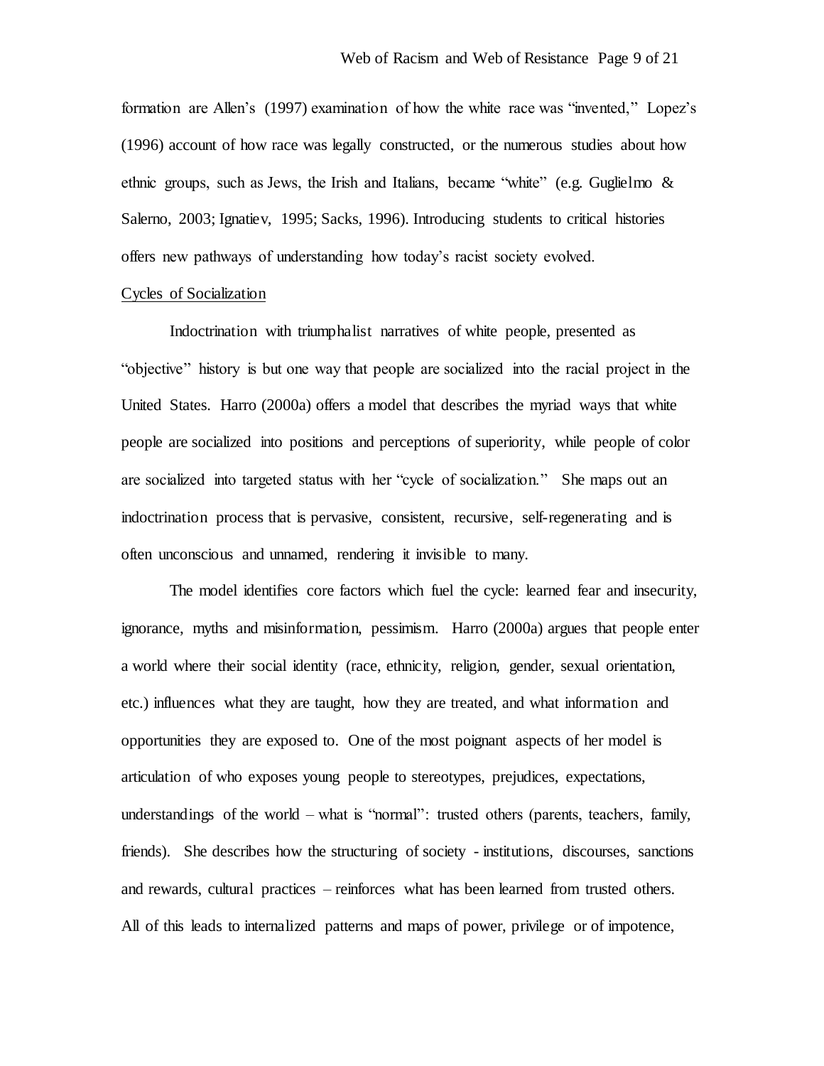formation are Allen's (1997) examination of how the white race was "invented," Lopez's (1996) account of how race was legally constructed, or the numerous studies about how ethnic groups, such as Jews, the Irish and Italians, became "white" (e.g. Guglielmo & Salerno, 2003; Ignatiev, 1995; Sacks, 1996). Introducing students to critical histories offers new pathways of understanding how today's racist society evolved.

<u>Cycles of Socialization</u>

Indoctrination with triumphalist narratives of white people, presented as "objective" history is but one way that people are socialized into the racial project in the United States. Harro (2000a) offers a model that describes the myriad ways that white people are socialized into positions and perceptions of superiority, while people of color are socialized into targeted status with her "cycle of socialization." She maps out an indoctrination process that is pervasive, consistent, recursive, self-regenerating and is often unconscious and unnamed, rendering it invisible to many.

The model identifies core factors which fuel the cycle: learned fear and insecurity, ignorance, myths and misinformation, pessimism. Harro (2000a) argues that people enter a world where their social identity (race, ethnicity, religion, gender, sexual orientation, etc.) influences what they are taught, how they are treated, and what information and opportunities they are exposed to. One of the most poignant aspects of her model is articulation of who exposes young people to stereotypes, prejudices, expectations, understandings of the world – what is "normal": trusted others (parents, teachers, family, friends). She describes how the structuring of society - institutions, discourses, sanctions and rewards, cultural practices – reinforces what has been learned from trusted others. All of this leads to internalized patterns and maps of power, privilege or of impotence,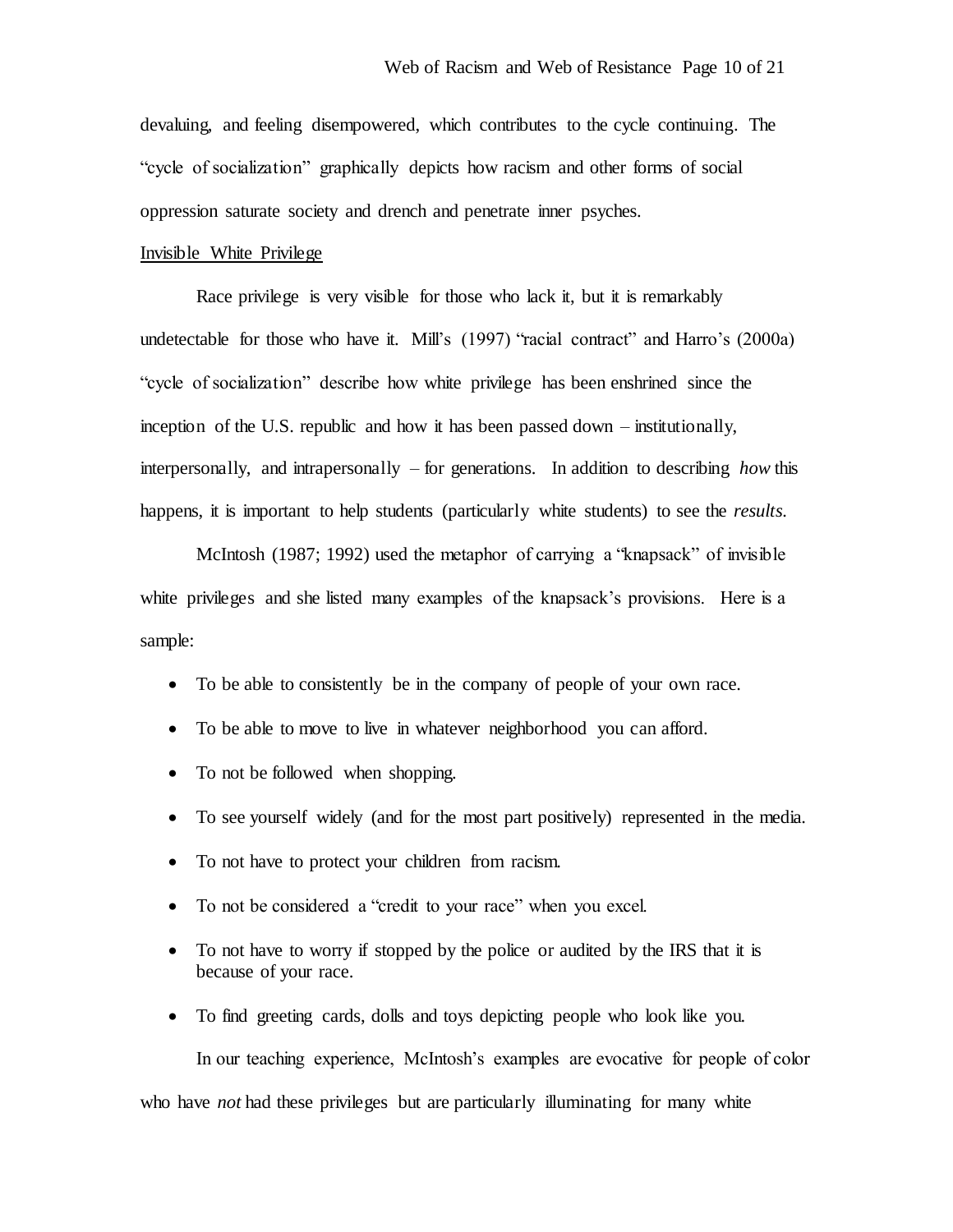devaluing, and feeling disempowered, which contributes to the cycle continuing. The "cycle of socialization" graphically depicts how racism and other forms of social oppression saturate society and drench and penetrate inner psyches.

Invisible White Privilege

Race privilege is very visible for those who lack it, but it is remarkably undetectable for those who have it. Mill's (1997) "racial contract" and Harro's (2000a) "cycle of socialization" describe how white privilege has been enshrined since the inception of the U.S. republic and how it has been passed down – institutionally, interpersonally, and intrapersonally – for generations. In addition to describing *how* this happens, it is important to help students (particularly white students) to see the *results*.

McIntosh (1987; 1992) used the metaphor of carrying a "knapsack" of invisible white privileges and she listed many examples of the knapsack's provisions. Here is a sample:

- To be able to consistently be in the company of people of your own race.
- To be able to move to live in whatever neighborhood you can afford.
- To not be followed when shopping.
- To see yourself widely (and for the most part positively) represented in the media.
- To not have to protect your children from racism.
- To not be considered a "credit to your race" when you excel.
- To not have to worry if stopped by the police or audited by the IRS that it is because of your race.
- To find greeting cards, dolls and toys depicting people who look like you.

In our teaching experience, McIntosh's examples are evocative for people of color who have *not* had these privileges but are particularly illuminating for many white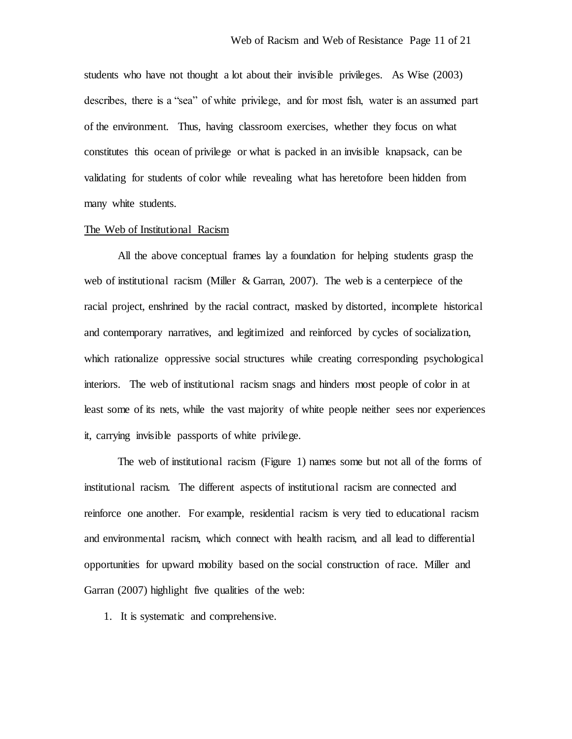students who have not thought a lot about their invisible privileges. As Wise (2003) describes, there is a "sea" of white privilege, and for most fish, water is an assumed part of the environment. Thus, having classroom exercises, whether they focus on what constitutes this ocean of privilege or what is packed in an invisible knapsack, can be validating for students of color while revealing what has heretofore been hidden from many white students.

<u>The Web of Institutional Racism</u>

All the above conceptual frames lay a foundation for helping students grasp the web of institutional racism (Miller & Garran, 2007). The web is a centerpiece of the racial project, enshrined by the racial contract, masked by distorted, incomplete historical and contemporary narratives, and legitimized and reinforced by cycles of socialization, which rationalize oppressive social structures while creating corresponding psychological interiors. The web of institutional racism snags and hinders most people of color in at least some of its nets, while the vast majority of white people neither sees nor experiences it, carrying invisible passports of white privilege.

The web of institutional racism (Figure 1) names some but not all of the forms of institutional racism. The different aspects of institutional racism are connected and reinforce one another. For example, residential racism is very tied to educational racism and environmental racism, which connect with health racism, and all lead to differential opportunities for upward mobility based on the social construction of race. Miller and Garran (2007) highlight five qualities of the web:

1. It is systematic and comprehensive.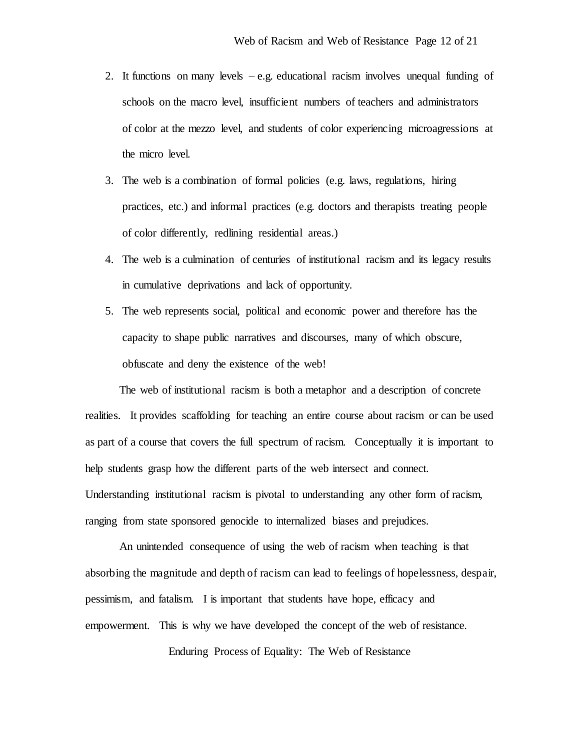2. It functions on many levels – e.g. educational racism involves unequal funding of schools on the macro level, insufficient numbers of teachers and administrators of color at the mezzo level, and students of color experiencing microagressions at the micro level.
3. The web is a combination of formal policies (e.g. laws, regulations, hiring practices, etc.) and informal practices (e.g. doctors and therapists treating people of color differently, redlining residential areas.)
4. The web is a culmination of centuries of institutional racism and its legacy results in cumulative deprivations and lack of opportunity.
5. The web represents social, political and economic power and therefore has the capacity to shape public narratives and discourses, many of which obscure, obfuscate and deny the existence of the web!

The web of institutional racism is both a metaphor and a description of concrete realities. It provides scaffolding for teaching an entire course about racism or can be used as part of a course that covers the full spectrum of racism. Conceptually it is important to help students grasp how the different parts of the web intersect and connect. Understanding institutional racism is pivotal to understanding any other form of racism, ranging from state sponsored genocide to internalized biases and prejudices.

An unintended consequence of using the web of racism when teaching is that absorbing the magnitude and depth of racism can lead to feelings of hopelessness, despair, pessimism, and fatalism. I is important that students have hope, efficacy and empowerment. This is why we have developed the concept of the web of resistance.

## Enduring Process of Equality: The Web of Resistance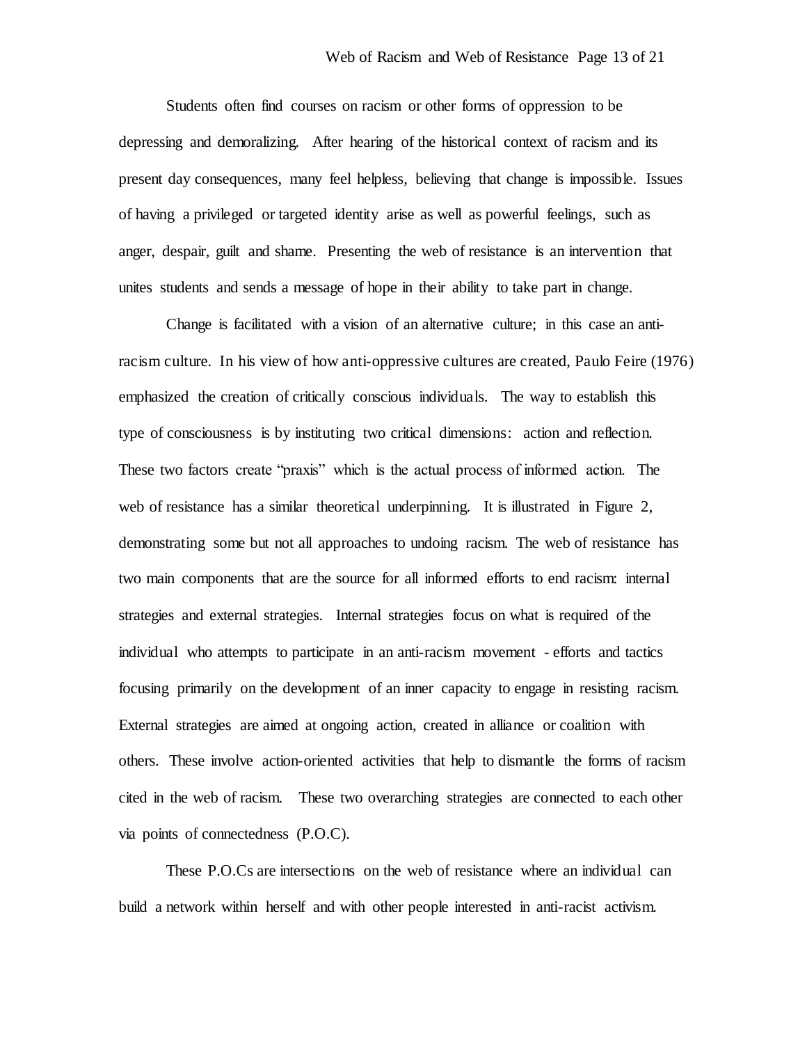Students often find courses on racism or other forms of oppression to be depressing and demoralizing. After hearing of the historical context of racism and its present day consequences, many feel helpless, believing that change is impossible. Issues of having a privileged or targeted identity arise as well as powerful feelings, such as anger, despair, guilt and shame. Presenting the web of resistance is an intervention that unites students and sends a message of hope in their ability to take part in change.

Change is facilitated with a vision of an alternative culture; in this case an anti-racism culture. In his view of how anti-oppressive cultures are created, Paulo Feire (1976) emphasized the creation of critically conscious individuals. The way to establish this type of consciousness is by instituting two critical dimensions: action and reflection. These two factors create "praxis" which is the actual process of informed action. The web of resistance has a similar theoretical underpinning. It is illustrated in Figure 2, demonstrating some but not all approaches to undoing racism. The web of resistance has two main components that are the source for all informed efforts to end racism: internal strategies and external strategies. Internal strategies focus on what is required of the individual who attempts to participate in an anti-racism movement - efforts and tactics focusing primarily on the development of an inner capacity to engage in resisting racism. External strategies are aimed at ongoing action, created in alliance or coalition with others. These involve action-oriented activities that help to dismantle the forms of racism cited in the web of racism. These two overarching strategies are connected to each other via points of connectedness (P.O.C).

These P.O.Cs are intersections on the web of resistance where an individual can build a network within herself and with other people interested in anti-racist activism.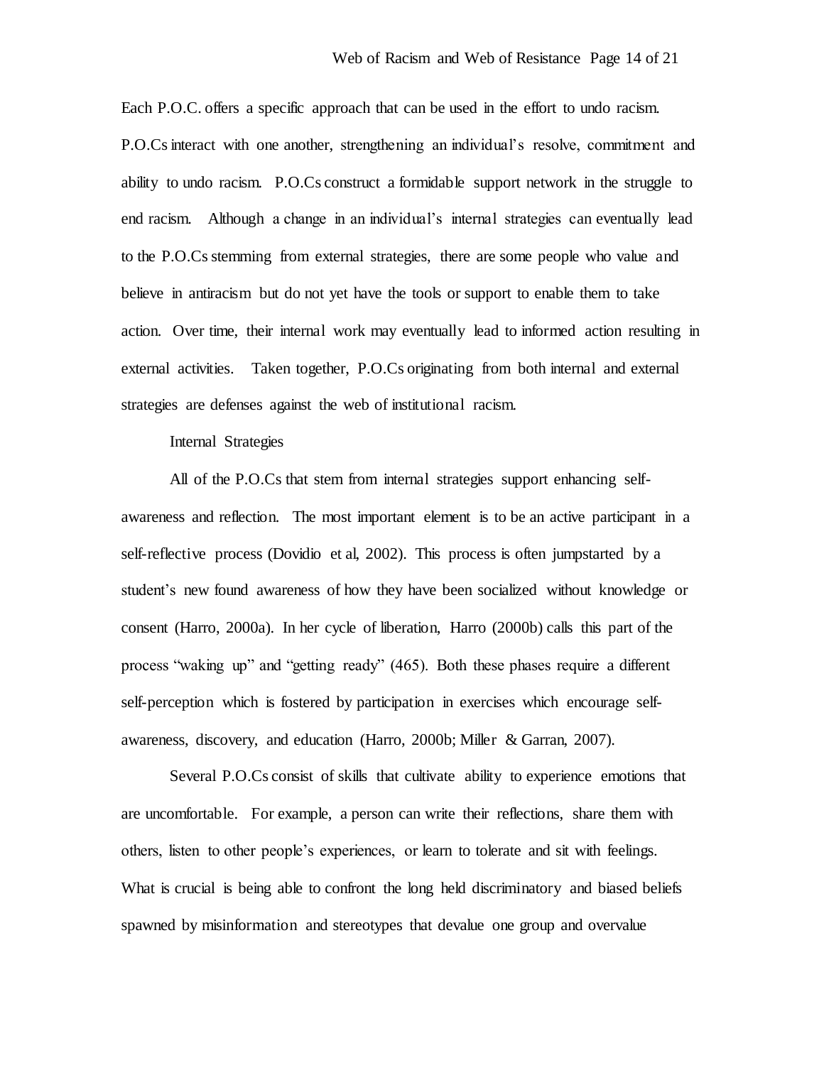Each P.O.C. offers a specific approach that can be used in the effort to undo racism. P.O.Cs interact with one another, strengthening an individual's resolve, commitment and ability to undo racism. P.O.Cs construct a formidable support network in the struggle to end racism. Although a change in an individual's internal strategies can eventually lead to the P.O.Cs stemming from external strategies, there are some people who value and believe in antiracism but do not yet have the tools or support to enable them to take action. Over time, their internal work may eventually lead to informed action resulting in external activities. Taken together, P.O.Cs originating from both internal and external strategies are defenses against the web of institutional racism.

## Internal Strategies

All of the P.O.Cs that stem from internal strategies support enhancing self-awareness and reflection. The most important element is to be an active participant in a self-reflective process (Dovidio et al, 2002). This process is often jumpstarted by a student's new found awareness of how they have been socialized without knowledge or consent (Harro, 2000a). In her cycle of liberation, Harro (2000b) calls this part of the process "waking up" and "getting ready" (465). Both these phases require a different self-perception which is fostered by participation in exercises which encourage self-awareness, discovery, and education (Harro, 2000b; Miller & Garran, 2007).

Several P.O.Cs consist of skills that cultivate ability to experience emotions that are uncomfortable. For example, a person can write their reflections, share them with others, listen to other people's experiences, or learn to tolerate and sit with feelings. What is crucial is being able to confront the long held discriminatory and biased beliefs spawned by misinformation and stereotypes that devalue one group and overvalue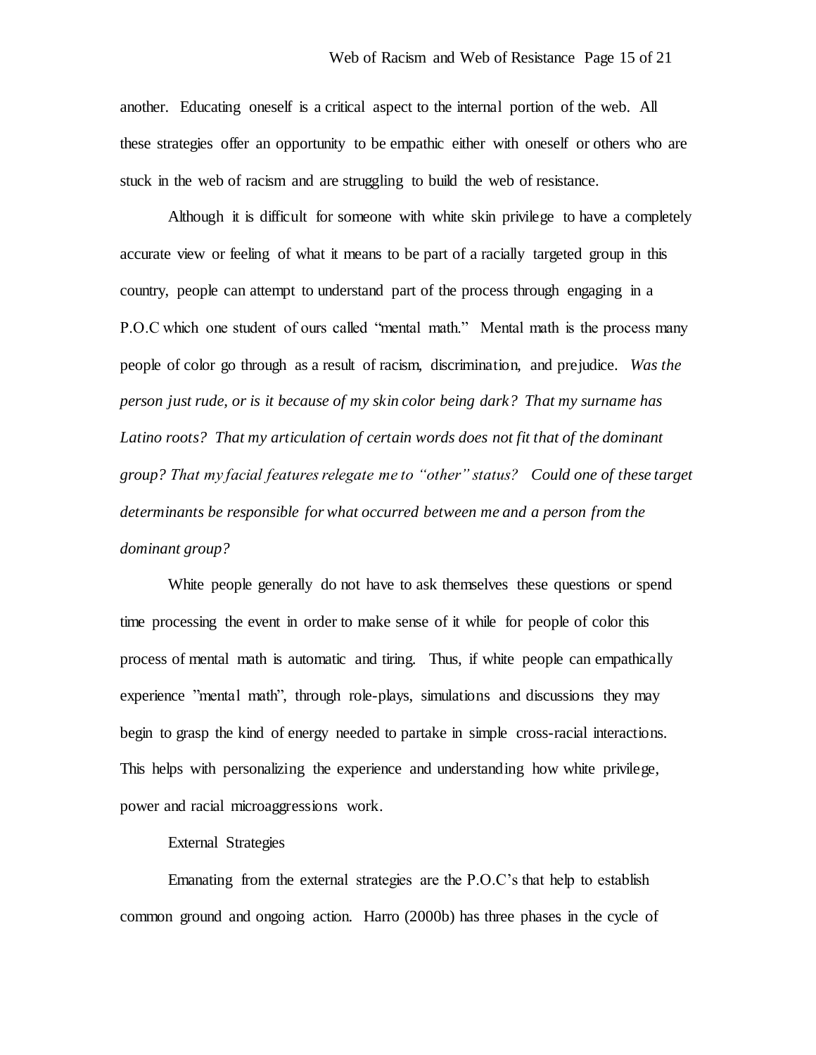another. Educating oneself is a critical aspect to the internal portion of the web. All these strategies offer an opportunity to be empathic either with oneself or others who are stuck in the web of racism and are struggling to build the web of resistance.

Although it is difficult for someone with white skin privilege to have a completely accurate view or feeling of what it means to be part of a racially targeted group in this country, people can attempt to understand part of the process through engaging in a P.O.C which one student of ours called "mental math." Mental math is the process many people of color go through as a result of racism, discrimination, and prejudice. *Was the person just rude, or is it because of my skin color being dark? That my surname has Latino roots? That my articulation of certain words does not fit that of the dominant group? That my facial features relegate me to "other" status? Could one of these target determinants be responsible for what occurred between me and a person from the dominant group?*

White people generally do not have to ask themselves these questions or spend time processing the event in order to make sense of it while for people of color this process of mental math is automatic and tiring. Thus, if white people can empathically experience "mental math", through role-plays, simulations and discussions they may begin to grasp the kind of energy needed to partake in simple cross-racial interactions. This helps with personalizing the experience and understanding how white privilege, power and racial microaggressions work.

External Strategies

Emanating from the external strategies are the P.O.C's that help to establish common ground and ongoing action. Harro (2000b) has three phases in the cycle of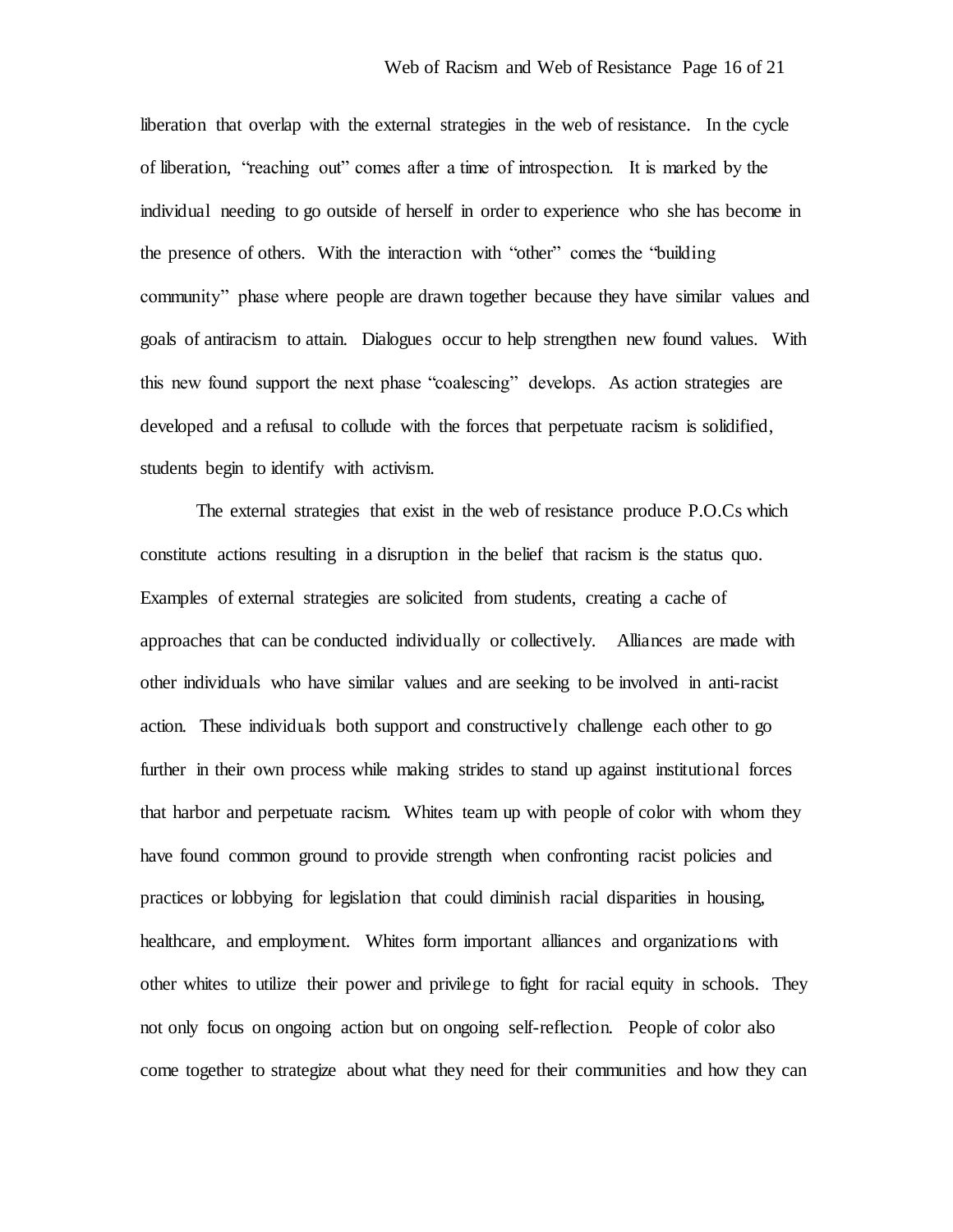liberation that overlap with the external strategies in the web of resistance. In the cycle of liberation, "reaching out" comes after a time of introspection. It is marked by the individual needing to go outside of herself in order to experience who she has become in the presence of others. With the interaction with "other" comes the "building community" phase where people are drawn together because they have similar values and goals of antiracism to attain. Dialogues occur to help strengthen new found values. With this new found support the next phase "coalescing" develops. As action strategies are developed and a refusal to collude with the forces that perpetuate racism is solidified, students begin to identify with activism.

The external strategies that exist in the web of resistance produce P.O.Cs which constitute actions resulting in a disruption in the belief that racism is the status quo. Examples of external strategies are solicited from students, creating a cache of approaches that can be conducted individually or collectively. Alliances are made with other individuals who have similar values and are seeking to be involved in anti-racist action. These individuals both support and constructively challenge each other to go further in their own process while making strides to stand up against institutional forces that harbor and perpetuate racism. Whites team up with people of color with whom they have found common ground to provide strength when confronting racist policies and practices or lobbying for legislation that could diminish racial disparities in housing, healthcare, and employment. Whites form important alliances and organizations with other whites to utilize their power and privilege to fight for racial equity in schools. They not only focus on ongoing action but on ongoing self-reflection. People of color also come together to strategize about what they need for their communities and how they can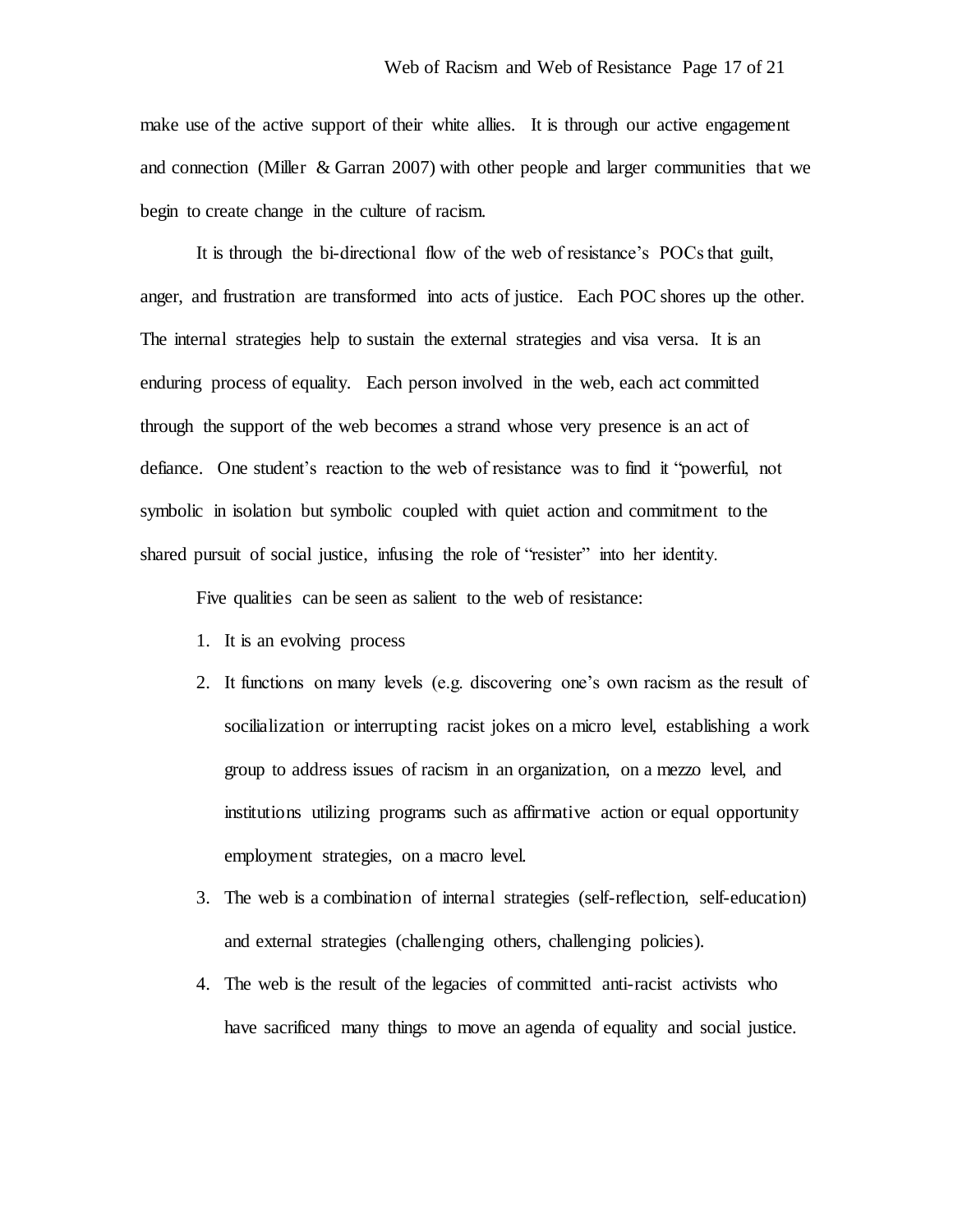make use of the active support of their white allies. It is through our active engagement and connection (Miller & Garran 2007) with other people and larger communities that we begin to create change in the culture of racism.

It is through the bi-directional flow of the web of resistance's POCs that guilt, anger, and frustration are transformed into acts of justice. Each POC shores up the other. The internal strategies help to sustain the external strategies and visa versa. It is an enduring process of equality. Each person involved in the web, each act committed through the support of the web becomes a strand whose very presence is an act of defiance. One student's reaction to the web of resistance was to find it "powerful, not symbolic in isolation but symbolic coupled with quiet action and commitment to the shared pursuit of social justice, infusing the role of "resister" into her identity.

Five qualities can be seen as salient to the web of resistance:

1. It is an evolving process
2. It functions on many levels (e.g. discovering one's own racism as the result of socilialization or interrupting racist jokes on a micro level, establishing a work group to address issues of racism in an organization, on a mezzo level, and institutions utilizing programs such as affirmative action or equal opportunity employment strategies, on a macro level.
3. The web is a combination of internal strategies (self-reflection, self-education) and external strategies (challenging others, challenging policies).
4. The web is the result of the legacies of committed anti-racist activists who have sacrificed many things to move an agenda of equality and social justice.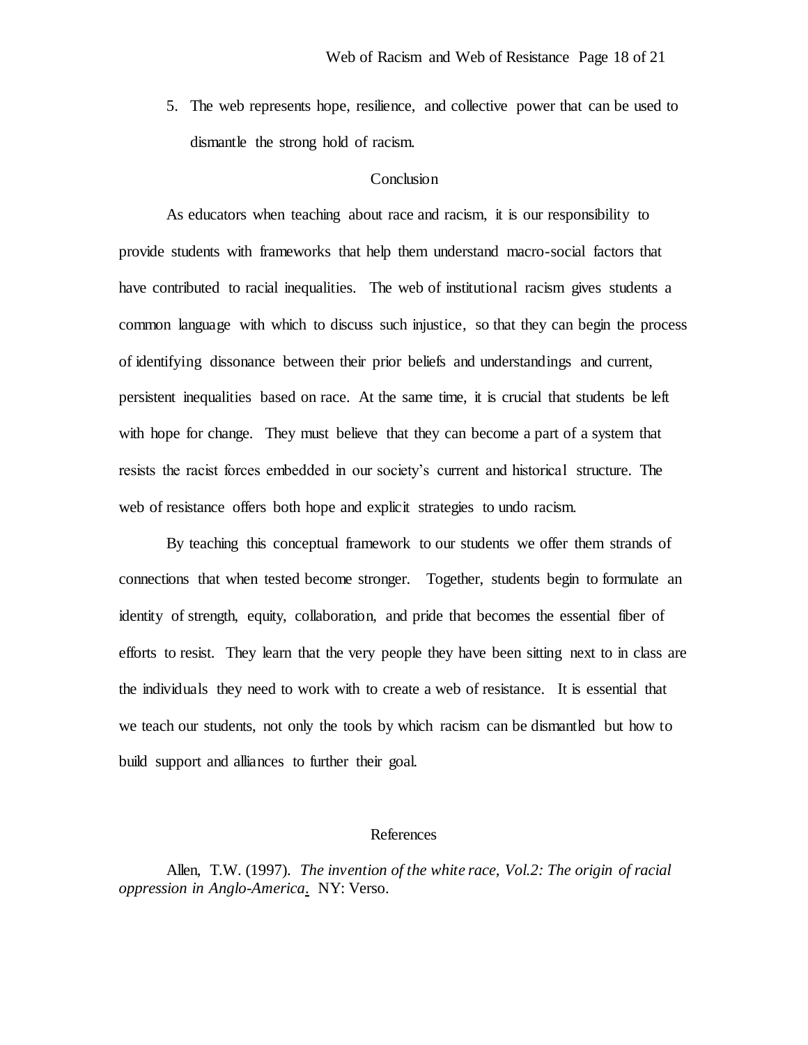5. The web represents hope, resilience, and collective power that can be used to dismantle the strong hold of racism.

## Conclusion

As educators when teaching about race and racism, it is our responsibility to provide students with frameworks that help them understand macro-social factors that have contributed to racial inequalities. The web of institutional racism gives students a common language with which to discuss such injustice, so that they can begin the process of identifying dissonance between their prior beliefs and understandings and current, persistent inequalities based on race. At the same time, it is crucial that students be left with hope for change. They must believe that they can become a part of a system that resists the racist forces embedded in our society's current and historical structure. The web of resistance offers both hope and explicit strategies to undo racism.

By teaching this conceptual framework to our students we offer them strands of connections that when tested become stronger. Together, students begin to formulate an identity of strength, equity, collaboration, and pride that becomes the essential fiber of efforts to resist. They learn that the very people they have been sitting next to in class are the individuals they need to work with to create a web of resistance. It is essential that we teach our students, not only the tools by which racism can be dismantled but how to build support and alliances to further their goal.

## References

Allen, T.W. (1997). *The invention of the white race, Vol.2: The origin of racial oppression in Anglo-America*. NY: Verso.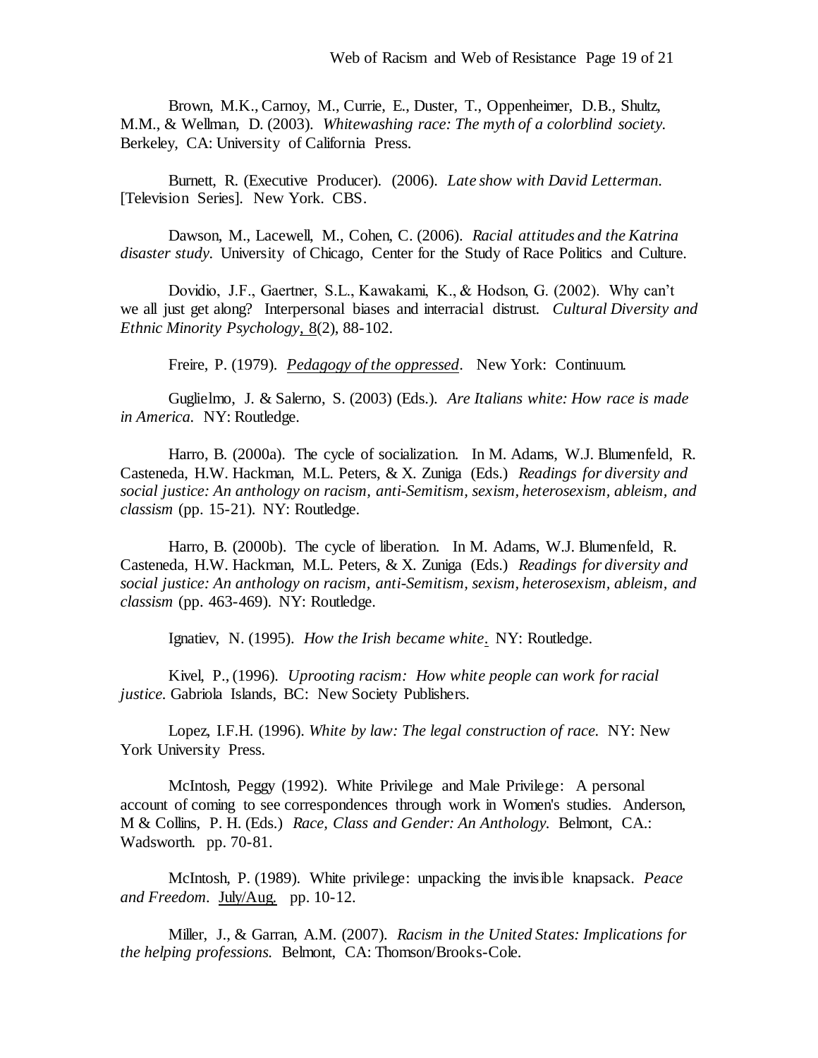Brown, M.K., Carnoy, M., Currie, E., Duster, T., Oppenheimer, D.B., Shultz, M.M., & Wellman, D. (2003). *Whitewashing race: The myth of a colorblind society.* Berkeley, CA: University of California Press.

Burnett, R. (Executive Producer). (2006). *Late show with David Letterman.* [Television Series]. New York. CBS.

Dawson, M., Lacewell, M., Cohen, C. (2006). *Racial attitudes and the Katrina disaster study.* University of Chicago, Center for the Study of Race Politics and Culture.

Dovidio, J.F., Gaertner, S.L., Kawakami, K., & Hodson, G. (2002). Why can't we all just get along? Interpersonal biases and interracial distrust. *Cultural Diversity and Ethnic Minority Psychology*, 8(2), 88-102.

Freire, P. (1979). *Pedagogy of the oppressed*. New York: Continuum.

Guglielmo, J. & Salerno, S. (2003) (Eds.). *Are Italians white: How race is made in America.* NY: Routledge.

Harro, B. (2000a). The cycle of socialization. In M. Adams, W.J. Blumenfeld, R. Casteneda, H.W. Hackman, M.L. Peters, & X. Zuniga (Eds.) *Readings for diversity and social justice: An anthology on racism, anti-Semitism, sexism, heterosexism, ableism, and classism* (pp. 15-21). NY: Routledge.

Harro, B. (2000b). The cycle of liberation. In M. Adams, W.J. Blumenfeld, R. Casteneda, H.W. Hackman, M.L. Peters, & X. Zuniga (Eds.) *Readings for diversity and social justice: An anthology on racism, anti-Semitism, sexism, heterosexism, ableism, and classism* (pp. 463-469). NY: Routledge.

Ignatiev, N. (1995). *How the Irish became white*. NY: Routledge.

Kivel, P., (1996). *Uprooting racism: How white people can work for racial justice.* Gabriola Islands, BC: New Society Publishers.

Lopez, I.F.H. (1996). *White by law: The legal construction of race.* NY: New York University Press.

McIntosh, Peggy (1992). White Privilege and Male Privilege: A personal account of coming to see correspondences through work in Women's studies. Anderson, M & Collins, P. H. (Eds.) *Race, Class and Gender: An Anthology.* Belmont, CA.: Wadsworth. pp. 70-81.

McIntosh, P. (1989). White privilege: unpacking the invisible knapsack. *Peace and Freedom*. July/Aug. pp. 10-12.

Miller, J., & Garran, A.M. (2007). *Racism in the United States: Implications for the helping professions.* Belmont, CA: Thomson/Brooks-Cole.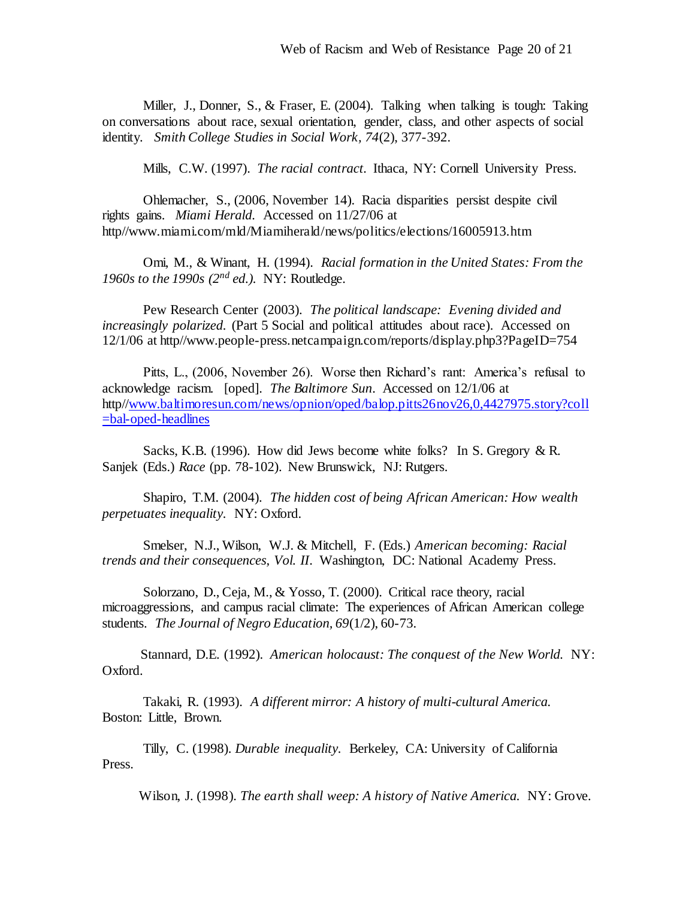Miller, J., Donner, S., & Fraser, E. (2004). Talking when talking is tough: Taking on conversations about race, sexual orientation, gender, class, and other aspects of social identity. *Smith College Studies in Social Work*, *74*(2), 377-392.

Mills, C.W. (1997). *The racial contract*. Ithaca, NY: Cornell University Press.

Ohlemacher, S., (2006, November 14). Racia disparities persist despite civil rights gains. *Miami Herald*. Accessed on 11/27/06 at http//www.miami.com/mld/Miamiherald/news/politics/elections/16005913.htm

Omi, M., & Winant, H. (1994). *Racial formation in the United States: From the 1960s to the 1990s (2nd ed.).* NY: Routledge.

Pew Research Center (2003). *The political landscape: Evening divided and increasingly polarized.* (Part 5 Social and political attitudes about race). Accessed on 12/1/06 at http//www.people-press.netcampaign.com/reports/display.php3?PageID=754

Pitts, L., (2006, November 26). Worse then Richard's rant: America's refusal to acknowledge racism. [oped]. *The Baltimore Sun*. Accessed on 12/1/06 at http//www.baltimoresun.com/news/opnion/oped/balop.pitts26nov26,0,4427975.story?coll=bal-oped-headlines

Sacks, K.B. (1996). How did Jews become white folks? In S. Gregory & R. Sanjek (Eds.) *Race* (pp. 78-102). New Brunswick, NJ: Rutgers.

Shapiro, T.M. (2004). *The hidden cost of being African American: How wealth perpetuates inequality*. NY: Oxford.

Smelser, N.J., Wilson, W.J. & Mitchell, F. (Eds.) *American becoming: Racial trends and their consequences, Vol. II*. Washington, DC: National Academy Press.

Solorzano, D., Ceja, M., & Yosso, T. (2000). Critical race theory, racial microaggressions, and campus racial climate: The experiences of African American college students. *The Journal of Negro Education*, *69*(1/2), 60-73.

Stannard, D.E. (1992). *American holocaust: The conquest of the New World*. NY: Oxford.

Takaki, R. (1993). *A different mirror: A history of multi-cultural America.* Boston: Little, Brown.

Tilly, C. (1998). *Durable inequality*. Berkeley, CA: University of California Press.

Wilson, J. (1998). *The earth shall weep: A history of Native America.* NY: Grove.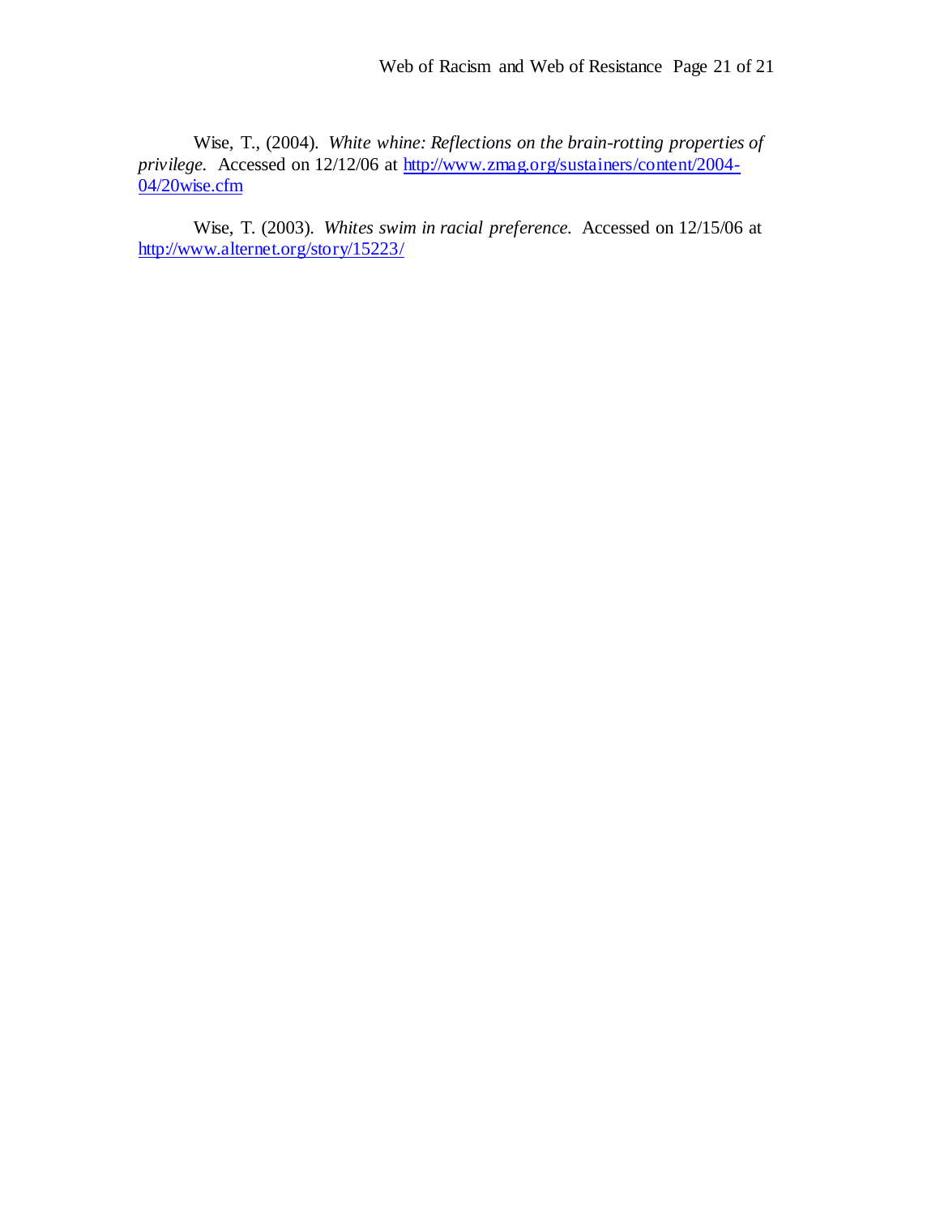Wise, T., (2004). *White whine: Reflections on the brain-rotting properties of privilege.* Accessed on 12/12/06 at http://www.zmag.org/sustainers/content/2004-04/20wise.cfm

Wise, T. (2003). *Whites swim in racial preference.* Accessed on 12/15/06 at http://www.alternet.org/story/15223/